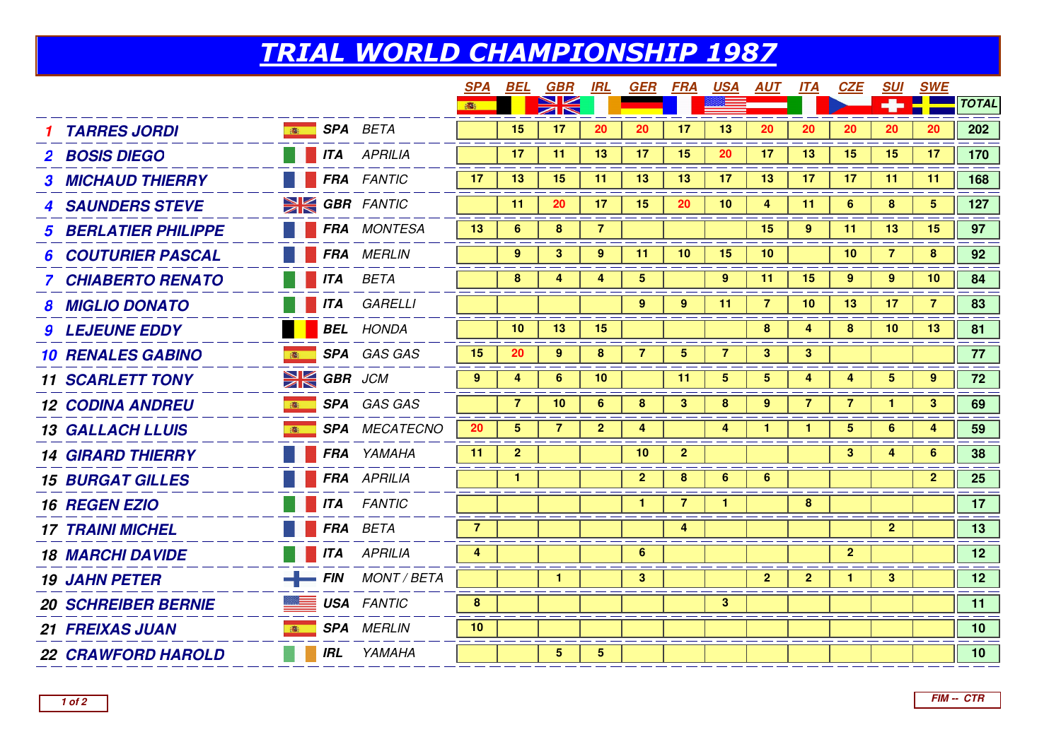# TRIAL WORLD CHAMPIONSHIP 1987

| | Rider | Nat. | Make | SPA | BEL | GBR | IRL | GER | FRA | USA | AUT | ITA | CZE | SUI | SWE | TOTAL |
|---|---|---|---|---|---|---|---|---|---|---|---|---|---|---|---|---|
| 1 | TARRES JORDI | SPA | BETA | | 15 | 17 | 20 | 20 | 17 | 13 | 20 | 20 | 20 | 20 | 20 | 202 |
| 2 | BOSIS DIEGO | ITA | APRILIA | | 17 | 11 | 13 | 17 | 15 | 20 | 17 | 13 | 15 | 15 | 17 | 170 |
| 3 | MICHAUD THIERRY | FRA | FANTIC | 17 | 13 | 15 | 11 | 13 | 13 | 17 | 13 | 17 | 17 | 11 | 11 | 168 |
| 4 | SAUNDERS STEVE | GBR | FANTIC | | 11 | 20 | 17 | 15 | 20 | 10 | 4 | 11 | 6 | 8 | 5 | 127 |
| 5 | BERLATIER PHILIPPE | FRA | MONTESA | 13 | 6 | 8 | 7 | | | | 15 | 9 | 11 | 13 | 15 | 97 |
| 6 | COUTURIER PASCAL | FRA | MERLIN | | 9 | 3 | 9 | 11 | 10 | 15 | 10 | | 10 | 7 | 8 | 92 |
| 7 | CHIABERTO RENATO | ITA | BETA | | 8 | 4 | 4 | 5 | | 9 | 11 | 15 | 9 | 9 | 10 | 84 |
| 8 | MIGLIO DONATO | ITA | GARELLI | | | | | 9 | 9 | 11 | 7 | 10 | 13 | 17 | 7 | 83 |
| 9 | LEJEUNE EDDY | BEL | HONDA | | 10 | 13 | 15 | | | | 8 | 4 | 8 | 10 | 13 | 81 |
| 10 | RENALES GABINO | SPA | GAS GAS | 15 | 20 | 9 | 8 | 7 | 5 | 7 | 3 | 3 | | | | 77 |
| 11 | SCARLETT TONY | GBR | JCM | 9 | 4 | 6 | 10 | | 11 | 5 | 5 | 4 | 4 | 5 | 9 | 72 |
| 12 | CODINA ANDREU | SPA | GAS GAS | | 7 | 10 | 6 | 8 | 3 | 8 | 9 | 7 | 7 | 1 | 3 | 69 |
| 13 | GALLACH LLUIS | SPA | MECATECNO | 20 | 5 | 7 | 2 | 4 | | 4 | 1 | 1 | 5 | 6 | 4 | 59 |
| 14 | GIRARD THIERRY | FRA | YAMAHA | 11 | 2 | | | 10 | 2 | | | | 3 | 4 | 6 | 38 |
| 15 | BURGAT GILLES | FRA | APRILIA | | 1 | | | 2 | 8 | 6 | 6 | | | | 2 | 25 |
| 16 | REGEN EZIO | ITA | FANTIC | | | | | 1 | 7 | 1 | | 8 | | | | 17 |
| 17 | TRAINI MICHEL | FRA | BETA | 7 | | | | | 4 | | | | | 2 | | 13 |
| 18 | MARCHI DAVIDE | ITA | APRILIA | 4 | | | | 6 | | | | | 2 | | | 12 |
| 19 | JAHN PETER | FIN | MONT / BETA | | | 1 | | 3 | | | 2 | 2 | 1 | 3 | | 12 |
| 20 | SCHREIBER BERNIE | USA | FANTIC | 8 | | | | | | 3 | | | | | | 11 |
| 21 | FREIXAS JUAN | SPA | MERLIN | 10 | | | | | | | | | | | | 10 |
| 22 | CRAWFORD HAROLD | IRL | YAMAHA | | | 5 | 5 | | | | | | | | | 10 |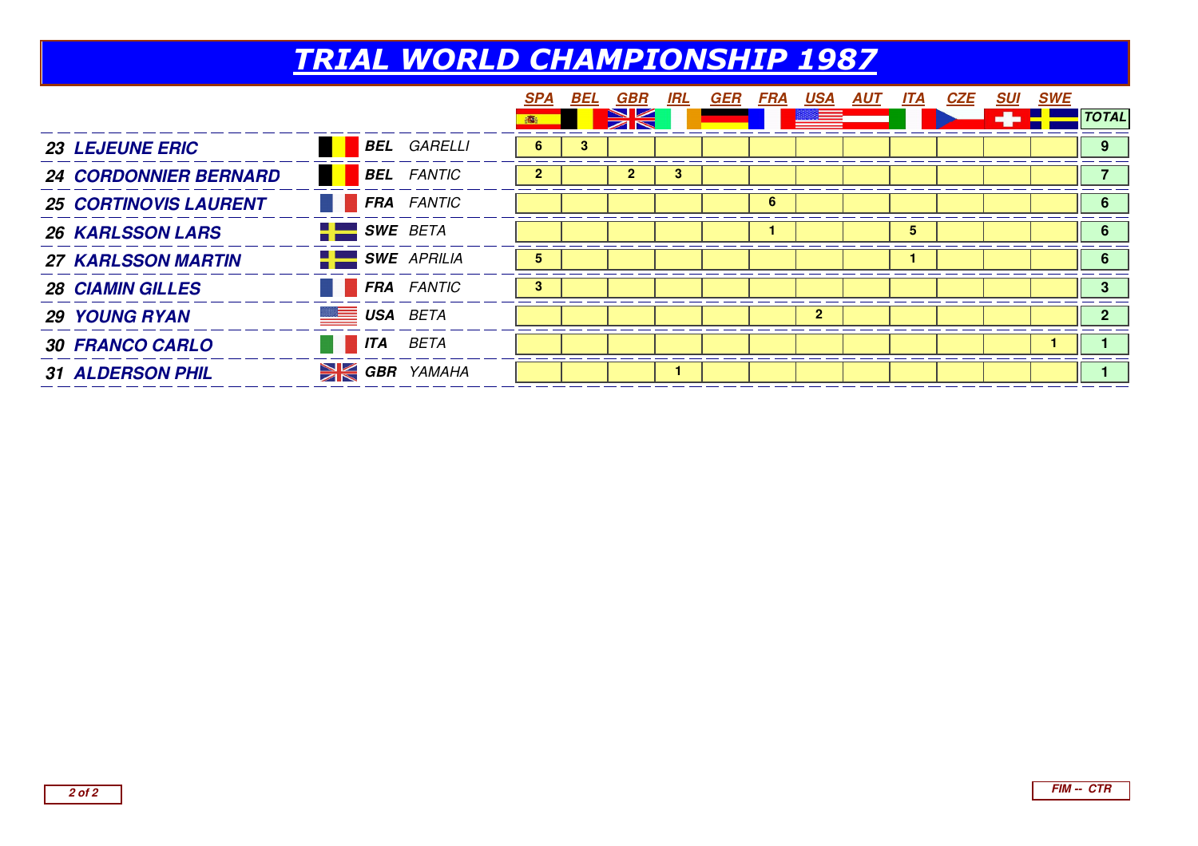# TRIAL WORLD CHAMPIONSHIP 1987

| | | | SPA | BEL | GBR | IRL | GER | FRA | USA | AUT | ITA | CZE | SUI | SWE | TOTAL |
|---|---|---|---|---|---|---|---|---|---|---|---|---|---|---|---|
| 23 LEJEUNE ERIC | BEL | GARELLI | 6 | 3 | | | | | | | | | | | 9 |
| 24 CORDONNIER BERNARD | BEL | FANTIC | 2 | | 2 | 3 | | | | | | | | | 7 |
| 25 CORTINOVIS LAURENT | FRA | FANTIC | | | | | | 6 | | | | | | | 6 |
| 26 KARLSSON LARS | SWE | BETA | | | | | | 1 | | | 5 | | | | 6 |
| 27 KARLSSON MARTIN | SWE | APRILIA | 5 | | | | | | | | 1 | | | | 6 |
| 28 CIAMIN GILLES | FRA | FANTIC | 3 | | | | | | | | | | | | 3 |
| 29 YOUNG RYAN | USA | BETA | | | | | | | 2 | | | | | | 2 |
| 30 FRANCO CARLO | ITA | BETA | | | | | | | | | | | | 1 | 1 |
| 31 ALDERSON PHIL | GBR | YAMAHA | | | | 1 | | | | | | | | | 1 |

FIM -- CTR